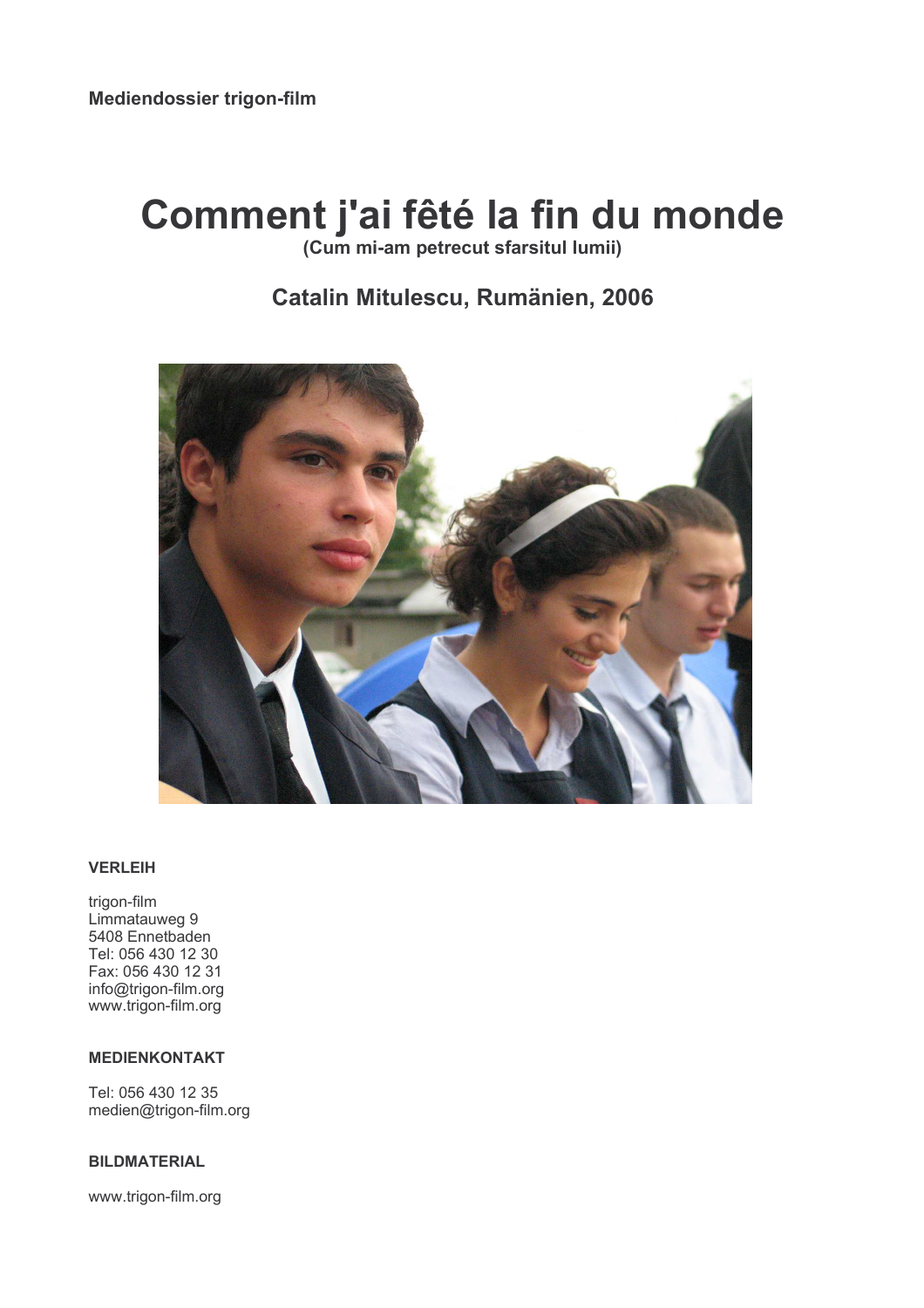**Mediendossier trigon-film**

# Comment j'ai fêté la fin du monde

**(Cum mi-am petrecut sfarsitul lumii)**

## Catalin Mitulescu, Rumänien, 2006

**VERLEIH**

trigon-film
Limmatauweg 9
5408 Ennetbaden
Tel: 056 430 12 30
Fax: 056 430 12 31
info@trigon-film.org
www.trigon-film.org

**MEDIENKONTAKT**

Tel: 056 430 12 35
medien@trigon-film.org

**BILDMATERIAL**

www.trigon-film.org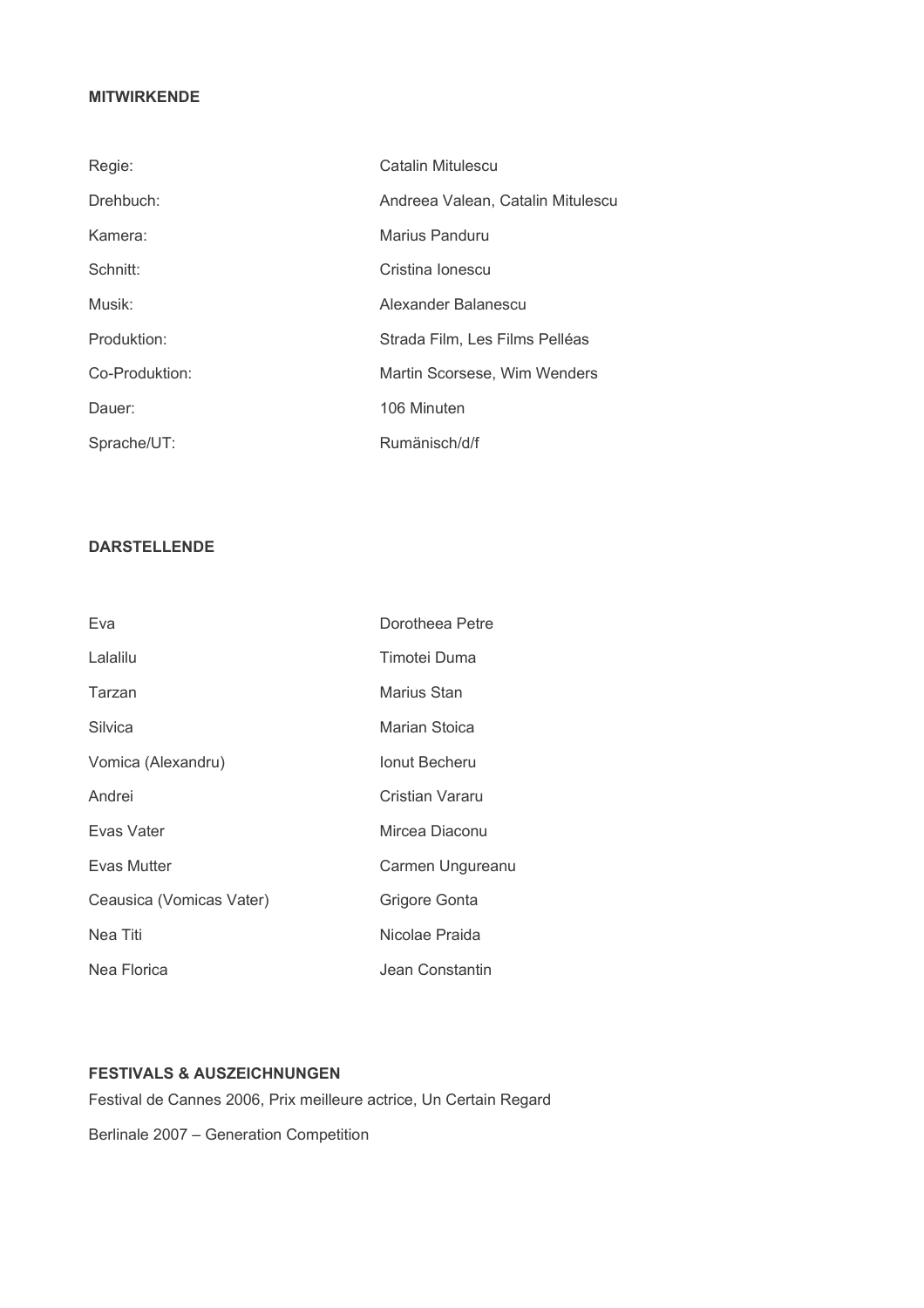**MITWIRKENDE**

| | |
|---|---|
| Regie: | Catalin Mitulescu |
| Drehbuch: | Andreea Valean, Catalin Mitulescu |
| Kamera: | Marius Panduru |
| Schnitt: | Cristina Ionescu |
| Musik: | Alexander Balanescu |
| Produktion: | Strada Film, Les Films Pelléas |
| Co-Produktion: | Martin Scorsese, Wim Wenders |
| Dauer: | 106 Minuten |
| Sprache/UT: | Rumänisch/d/f |

**DARSTELLENDE**

| | |
|---|---|
| Eva | Dorotheea Petre |
| Lalalilu | Timotei Duma |
| Tarzan | Marius Stan |
| Silvica | Marian Stoica |
| Vomica (Alexandru) | Ionut Becheru |
| Andrei | Cristian Vararu |
| Evas Vater | Mircea Diaconu |
| Evas Mutter | Carmen Ungureanu |
| Ceausica (Vomicas Vater) | Grigore Gonta |
| Nea Titi | Nicolae Praida |
| Nea Florica | Jean Constantin |

**FESTIVALS & AUSZEICHNUNGEN**

Festival de Cannes 2006, Prix meilleure actrice, Un Certain Regard

Berlinale 2007 – Generation Competition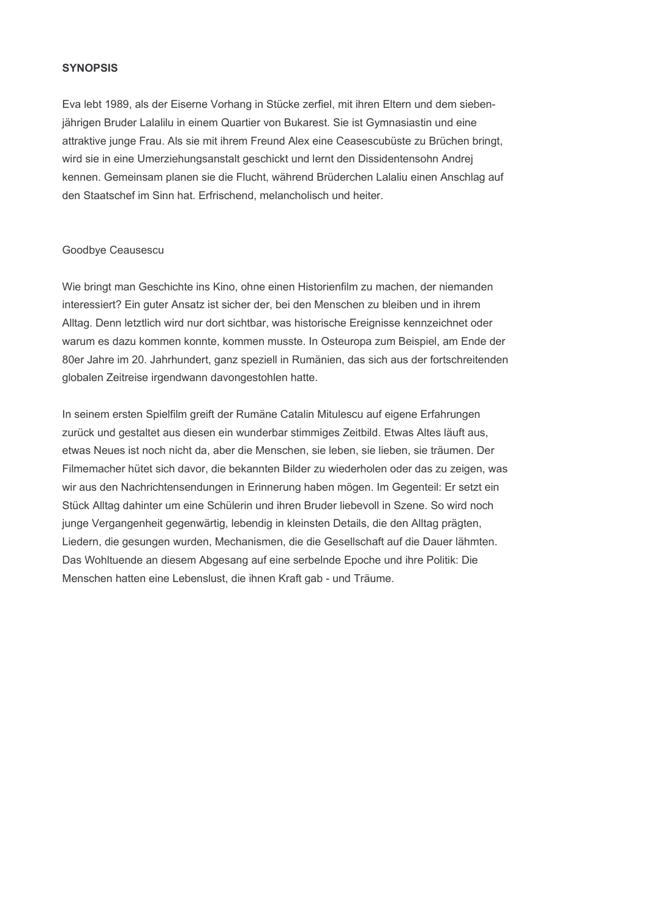**SYNOPSIS**

Eva lebt 1989, als der Eiserne Vorhang in Stücke zerfiel, mit ihren Eltern und dem siebenjährigen Bruder Lalalilu in einem Quartier von Bukarest. Sie ist Gymnasiastin und eine attraktive junge Frau. Als sie mit ihrem Freund Alex eine Ceasescubüste zu Brüchen bringt, wird sie in eine Umerziehungsanstalt geschickt und lernt den Dissidentensohn Andrej kennen. Gemeinsam planen sie die Flucht, während Brüderchen Lalaliu einen Anschlag auf den Staatschef im Sinn hat. Erfrischend, melancholisch und heiter.

Goodbye Ceausescu

Wie bringt man Geschichte ins Kino, ohne einen Historienfilm zu machen, der niemanden interessiert? Ein guter Ansatz ist sicher der, bei den Menschen zu bleiben und in ihrem Alltag. Denn letztlich wird nur dort sichtbar, was historische Ereignisse kennzeichnet oder warum es dazu kommen konnte, kommen musste. In Osteuropa zum Beispiel, am Ende der 80er Jahre im 20. Jahrhundert, ganz speziell in Rumänien, das sich aus der fortschreitenden globalen Zeitreise irgendwann davongestohlen hatte.

In seinem ersten Spielfilm greift der Rumäne Catalin Mitulescu auf eigene Erfahrungen zurück und gestaltet aus diesen ein wunderbar stimmiges Zeitbild. Etwas Altes läuft aus, etwas Neues ist noch nicht da, aber die Menschen, sie leben, sie lieben, sie träumen. Der Filmemacher hütet sich davor, die bekannten Bilder zu wiederholen oder das zu zeigen, was wir aus den Nachrichtensendungen in Erinnerung haben mögen. Im Gegenteil: Er setzt ein Stück Alltag dahinter um eine Schülerin und ihren Bruder liebevoll in Szene. So wird noch junge Vergangenheit gegenwärtig, lebendig in kleinsten Details, die den Alltag prägten, Liedern, die gesungen wurden, Mechanismen, die die Gesellschaft auf die Dauer lähmten. Das Wohltuende an diesem Abgesang auf eine serbelnde Epoche und ihre Politik: Die Menschen hatten eine Lebenslust, die ihnen Kraft gab - und Träume.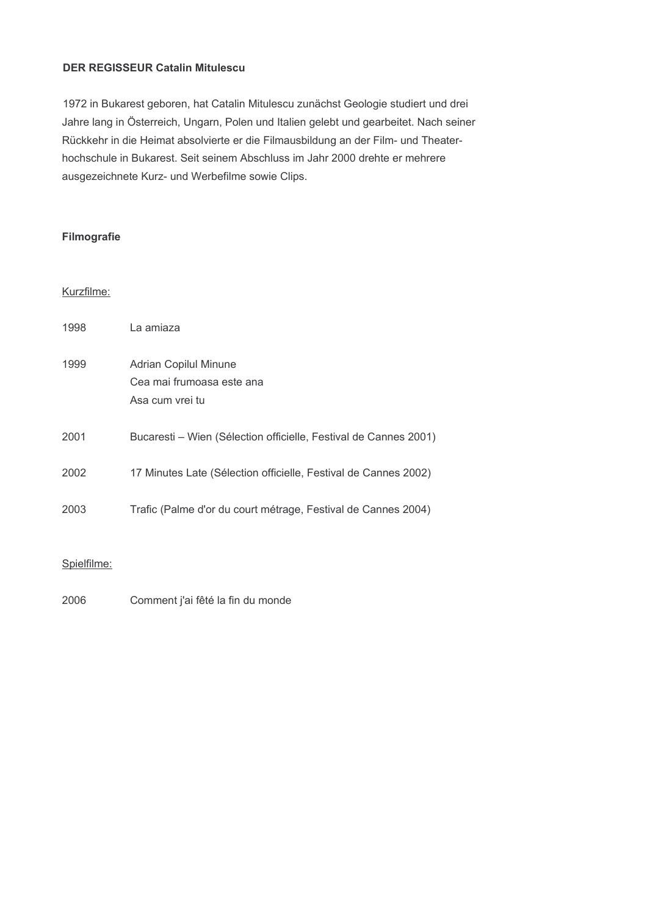**DER REGISSEUR Catalin Mitulescu**

1972 in Bukarest geboren, hat Catalin Mitulescu zunächst Geologie studiert und drei Jahre lang in Österreich, Ungarn, Polen und Italien gelebt und gearbeitet. Nach seiner Rückkehr in die Heimat absolvierte er die Filmausbildung an der Film- und Theaterhochschule in Bukarest. Seit seinem Abschluss im Jahr 2000 drehte er mehrere ausgezeichnete Kurz- und Werbefilme sowie Clips.

**Filmografie**

<u>Kurzfilme:</u>

| | |
|---|---|
| 1998 | La amiaza |
| 1999 | Adrian Copilul Minune<br>Cea mai frumoasa este ana<br>Asa cum vrei tu |
| 2001 | Bucaresti – Wien (Sélection officielle, Festival de Cannes 2001) |
| 2002 | 17 Minutes Late (Sélection officielle, Festival de Cannes 2002) |
| 2003 | Trafic (Palme d'or du court métrage, Festival de Cannes 2004) |

<u>Spielfilme:</u>

| | |
|---|---|
| 2006 | Comment j'ai fêté la fin du monde |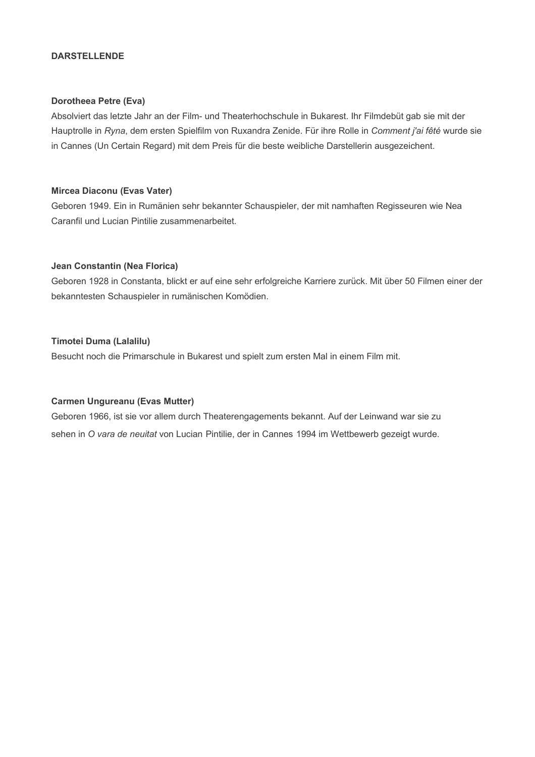## DARSTELLENDE

**Dorotheea Petre (Eva)**

Absolviert das letzte Jahr an der Film- und Theaterhochschule in Bukarest. Ihr Filmdebüt gab sie mit der Hauptrolle in *Ryna*, dem ersten Spielfilm von Ruxandra Zenide. Für ihre Rolle in *Comment j'ai fêté* wurde sie in Cannes (Un Certain Regard) mit dem Preis für die beste weibliche Darstellerin ausgezeichnet.

**Mircea Diaconu (Evas Vater)**

Geboren 1949. Ein in Rumänien sehr bekannter Schauspieler, der mit namhaften Regisseuren wie Nea Caranfil und Lucian Pintilie zusammenarbeitet.

**Jean Constantin (Nea Florica)**

Geboren 1928 in Constanta, blickt er auf eine sehr erfolgreiche Karriere zurück. Mit über 50 Filmen einer der bekanntesten Schauspieler in rumänischen Komödien.

**Timotei Duma (Lalalilu)**

Besucht noch die Primarschule in Bukarest und spielt zum ersten Mal in einem Film mit.

**Carmen Ungureanu (Evas Mutter)**

Geboren 1966, ist sie vor allem durch Theaterengagements bekannt. Auf der Leinwand war sie zu sehen in *O vara de neuitat* von Lucian Pintilie, der in Cannes 1994 im Wettbewerb gezeigt wurde.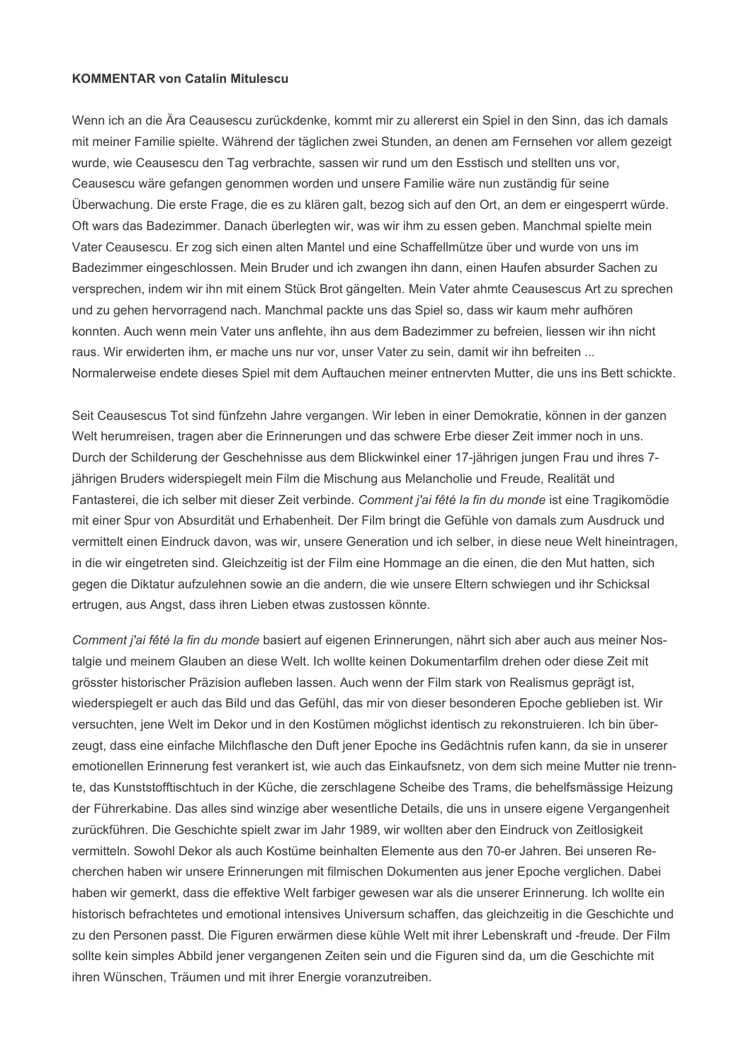**KOMMENTAR von Catalin Mitulescu**

Wenn ich an die Ära Ceausescu zurückdenke, kommt mir zu allererst ein Spiel in den Sinn, das ich damals mit meiner Familie spielte. Während der täglichen zwei Stunden, an denen am Fernsehen vor allem gezeigt wurde, wie Ceausescu den Tag verbrachte, sassen wir rund um den Esstisch und stellten uns vor, Ceausescu wäre gefangen genommen worden und unsere Familie wäre nun zuständig für seine Überwachung. Die erste Frage, die es zu klären galt, bezog sich auf den Ort, an dem er eingesperrt würde. Oft wars das Badezimmer. Danach überlegten wir, was wir ihm zu essen geben. Manchmal spielte mein Vater Ceausescu. Er zog sich einen alten Mantel und eine Schaffellmütze über und wurde von uns im Badezimmer eingeschlossen. Mein Bruder und ich zwangen ihn dann, einen Haufen absurder Sachen zu versprechen, indem wir ihn mit einem Stück Brot gängelten. Mein Vater ahmte Ceausescus Art zu sprechen und zu gehen hervorragend nach. Manchmal packte uns das Spiel so, dass wir kaum mehr aufhören konnten. Auch wenn mein Vater uns anflehte, ihn aus dem Badezimmer zu befreien, liessen wir ihn nicht raus. Wir erwiderten ihm, er mache uns nur vor, unser Vater zu sein, damit wir ihn befreiten ... Normalerweise endete dieses Spiel mit dem Auftauchen meiner entnervten Mutter, die uns ins Bett schickte.

Seit Ceausescus Tot sind fünfzehn Jahre vergangen. Wir leben in einer Demokratie, können in der ganzen Welt herumreisen, tragen aber die Erinnerungen und das schwere Erbe dieser Zeit immer noch in uns. Durch der Schilderung der Geschehnisse aus dem Blickwinkel einer 17-jährigen jungen Frau und ihres 7-jährigen Bruders widerspiegelt mein Film die Mischung aus Melancholie und Freude, Realität und Fantasterei, die ich selber mit dieser Zeit verbinde. *Comment j'ai fêté la fin du monde* ist eine Tragikomödie mit einer Spur von Absurdität und Erhabenheit. Der Film bringt die Gefühle von damals zum Ausdruck und vermittelt einen Eindruck davon, was wir, unsere Generation und ich selber, in diese neue Welt hineintragen, in die wir eingetreten sind. Gleichzeitig ist der Film eine Hommage an die einen, die den Mut hatten, sich gegen die Diktatur aufzulehnen sowie an die andern, die wie unsere Eltern schwiegen und ihr Schicksal ertrugen, aus Angst, dass ihren Lieben etwas zustossen könnte.

*Comment j'ai fêté la fin du monde* basiert auf eigenen Erinnerungen, nährt sich aber auch aus meiner Nostalgie und meinem Glauben an diese Welt. Ich wollte keinen Dokumentarfilm drehen oder diese Zeit mit grösster historischer Präzision aufleben lassen. Auch wenn der Film stark von Realismus geprägt ist, wiederspiegelt er auch das Bild und das Gefühl, das mir von dieser besonderen Epoche geblieben ist. Wir versuchten, jene Welt im Dekor und in den Kostümen möglichst identisch zu rekonstruieren. Ich bin überzeugt, dass eine einfache Milchflasche den Duft jener Epoche ins Gedächtnis rufen kann, da sie in unserer emotionellen Erinnerung fest verankert ist, wie auch das Einkaufsnetz, von dem sich meine Mutter nie trennte, das Kunststofftischtuch in der Küche, die zerschlagene Scheibe des Trams, die behelfsmässige Heizung der Führerkabine. Das alles sind winzige aber wesentliche Details, die uns in unsere eigene Vergangenheit zurückführen. Die Geschichte spielt zwar im Jahr 1989, wir wollten aber den Eindruck von Zeitlosigkeit vermitteln. Sowohl Dekor als auch Kostüme beinhalten Elemente aus den 70-er Jahren. Bei unseren Recherchen haben wir unsere Erinnerungen mit filmischen Dokumenten aus jener Epoche verglichen. Dabei haben wir gemerkt, dass die effektive Welt farbiger gewesen war als die unserer Erinnerung. Ich wollte ein historisch befrachtetes und emotional intensives Universum schaffen, das gleichzeitig in die Geschichte und zu den Personen passt. Die Figuren erwärmen diese kühle Welt mit ihrer Lebenskraft und -freude. Der Film sollte kein simples Abbild jener vergangenen Zeiten sein und die Figuren sind da, um die Geschichte mit ihren Wünschen, Träumen und mit ihrer Energie voranzutreiben.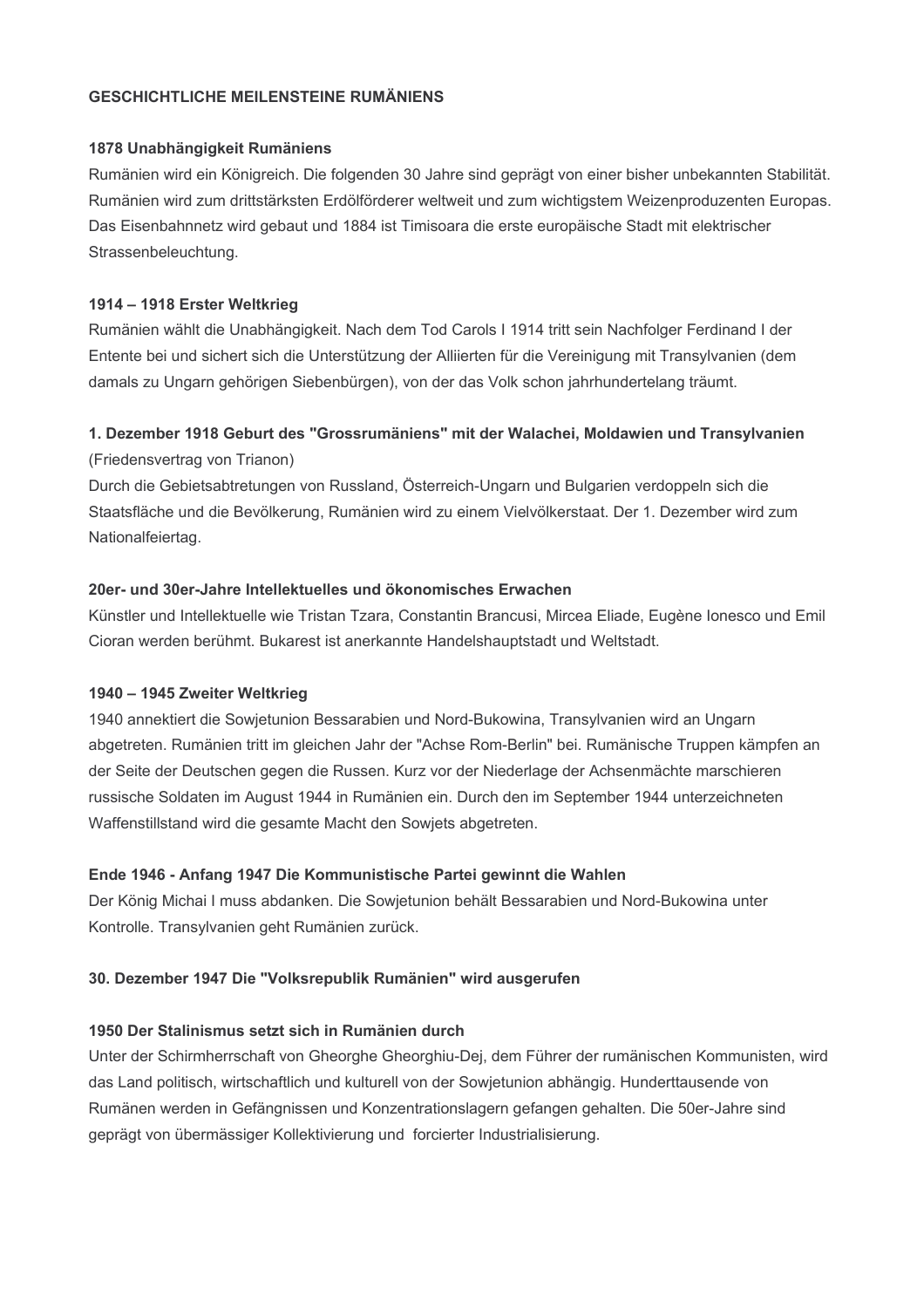**GESCHICHTLICHE MEILENSTEINE RUMÄNIENS**

**1878 Unabhängigkeit Rumäniens**

Rumänien wird ein Königreich. Die folgenden 30 Jahre sind geprägt von einer bisher unbekannten Stabilität. Rumänien wird zum drittstärksten Erdölförderer weltweit und zum wichtigstem Weizenproduzenten Europas. Das Eisenbahnnetz wird gebaut und 1884 ist Timisoara die erste europäische Stadt mit elektrischer Strassenbeleuchtung.

**1914 – 1918 Erster Weltkrieg**

Rumänien wählt die Unabhängigkeit. Nach dem Tod Carols I 1914 tritt sein Nachfolger Ferdinand I der Entente bei und sichert sich die Unterstützung der Alliierten für die Vereinigung mit Transylvanien (dem damals zu Ungarn gehörigen Siebenbürgen), von der das Volk schon jahrhundertelang träumt.

**1. Dezember 1918 Geburt des "Grossrumäniens" mit der Walachei, Moldawien und Transylvanien**

(Friedensvertrag von Trianon)

Durch die Gebietsabtretungen von Russland, Österreich-Ungarn und Bulgarien verdoppeln sich die Staatsfläche und die Bevölkerung, Rumänien wird zu einem Vielvölkerstaat. Der 1. Dezember wird zum Nationalfeiertag.

**20er- und 30er-Jahre Intellektuelles und ökonomisches Erwachen**

Künstler und Intellektuelle wie Tristan Tzara, Constantin Brancusi, Mircea Eliade, Eugène Ionesco und Emil Cioran werden berühmt. Bukarest ist anerkannte Handelshauptstadt und Weltstadt.

**1940 – 1945 Zweiter Weltkrieg**

1940 annektiert die Sowjetunion Bessarabien und Nord-Bukowina, Transylvanien wird an Ungarn abgetreten. Rumänien tritt im gleichen Jahr der "Achse Rom-Berlin" bei. Rumänische Truppen kämpfen an der Seite der Deutschen gegen die Russen. Kurz vor der Niederlage der Achsenmächte marschieren russische Soldaten im August 1944 in Rumänien ein. Durch den im September 1944 unterzeichneten Waffenstillstand wird die gesamte Macht den Sowjets abgetreten.

**Ende 1946 - Anfang 1947 Die Kommunistische Partei gewinnt die Wahlen**

Der König Michai I muss abdanken. Die Sowjetunion behält Bessarabien und Nord-Bukowina unter Kontrolle. Transylvanien geht Rumänien zurück.

**30. Dezember 1947 Die "Volksrepublik Rumänien" wird ausgerufen**

**1950 Der Stalinismus setzt sich in Rumänien durch**

Unter der Schirmherrschaft von Gheorghe Gheorghiu-Dej, dem Führer der rumänischen Kommunisten, wird das Land politisch, wirtschaftlich und kulturell von der Sowjetunion abhängig. Hunderttausende von Rumänen werden in Gefängnissen und Konzentrationslagern gefangen gehalten. Die 50er-Jahre sind geprägt von übermässiger Kollektivierung und forcierter Industrialisierung.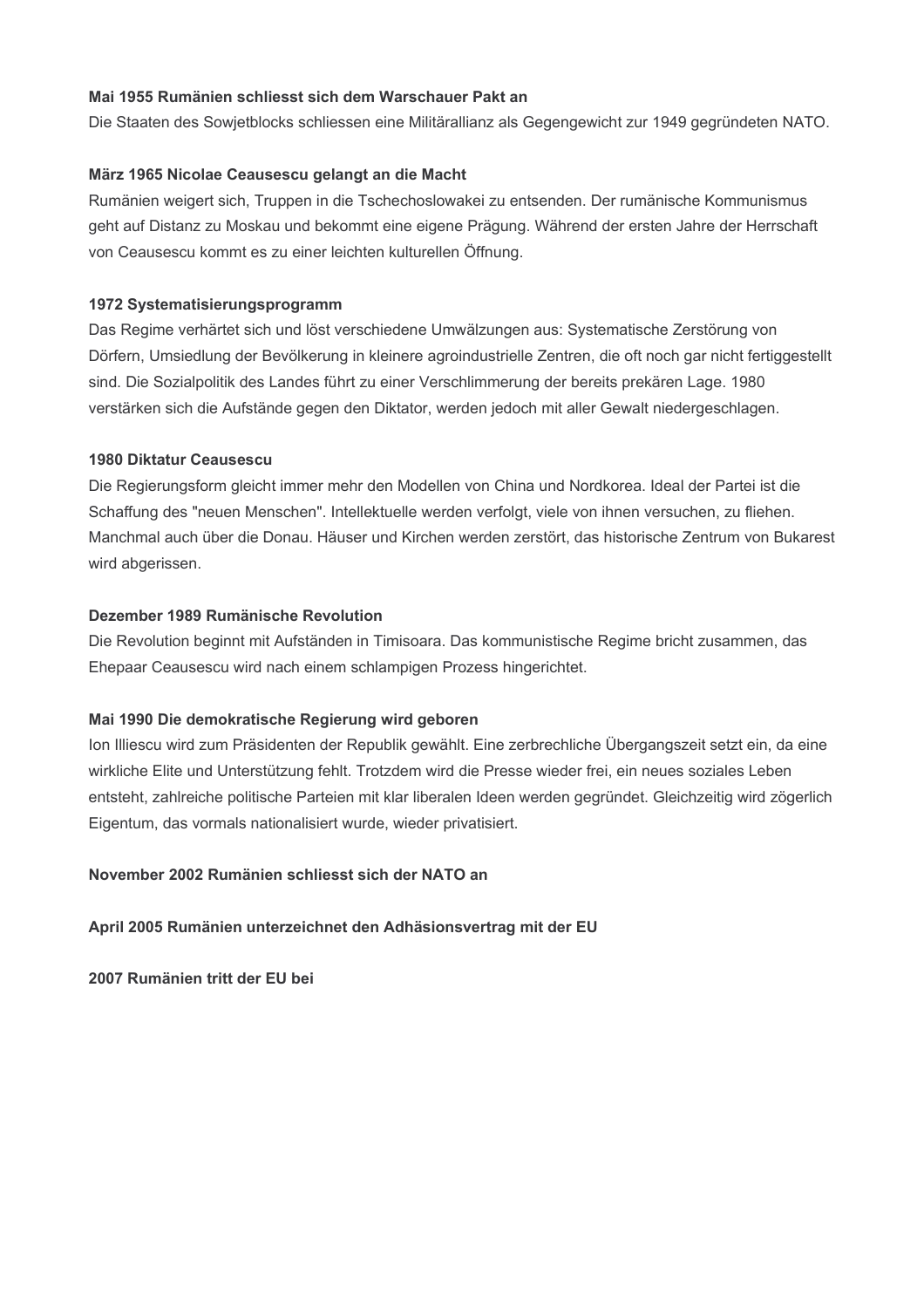**Mai 1955 Rumänien schliesst sich dem Warschauer Pakt an**

Die Staaten des Sowjetblocks schliessen eine Militärallianz als Gegengewicht zur 1949 gegründeten NATO.

**März 1965 Nicolae Ceausescu gelangt an die Macht**

Rumänien weigert sich, Truppen in die Tschechoslowakei zu entsenden. Der rumänische Kommunismus geht auf Distanz zu Moskau und bekommt eine eigene Prägung. Während der ersten Jahre der Herrschaft von Ceausescu kommt es zu einer leichten kulturellen Öffnung.

**1972 Systematisierungsprogramm**

Das Regime verhärtet sich und löst verschiedene Umwälzungen aus: Systematische Zerstörung von Dörfern, Umsiedlung der Bevölkerung in kleinere agroindustrielle Zentren, die oft noch gar nicht fertiggestellt sind. Die Sozialpolitik des Landes führt zu einer Verschlimmerung der bereits prekären Lage. 1980 verstärken sich die Aufstände gegen den Diktator, werden jedoch mit aller Gewalt niedergeschlagen.

**1980 Diktatur Ceausescu**

Die Regierungsform gleicht immer mehr den Modellen von China und Nordkorea. Ideal der Partei ist die Schaffung des "neuen Menschen". Intellektuelle werden verfolgt, viele von ihnen versuchen, zu fliehen. Manchmal auch über die Donau. Häuser und Kirchen werden zerstört, das historische Zentrum von Bukarest wird abgerissen.

**Dezember 1989 Rumänische Revolution**

Die Revolution beginnt mit Aufständen in Timisoara. Das kommunistische Regime bricht zusammen, das Ehepaar Ceausescu wird nach einem schlampigen Prozess hingerichtet.

**Mai 1990 Die demokratische Regierung wird geboren**

Ion Illiescu wird zum Präsidenten der Republik gewählt. Eine zerbrechliche Übergangszeit setzt ein, da eine wirkliche Elite und Unterstützung fehlt. Trotzdem wird die Presse wieder frei, ein neues soziales Leben entsteht, zahlreiche politische Parteien mit klar liberalen Ideen werden gegründet. Gleichzeitig wird zögerlich Eigentum, das vormals nationalisiert wurde, wieder privatisiert.

**November 2002 Rumänien schliesst sich der NATO an**

**April 2005 Rumänien unterzeichnet den Adhäsionsvertrag mit der EU**

**2007 Rumänien tritt der EU bei**